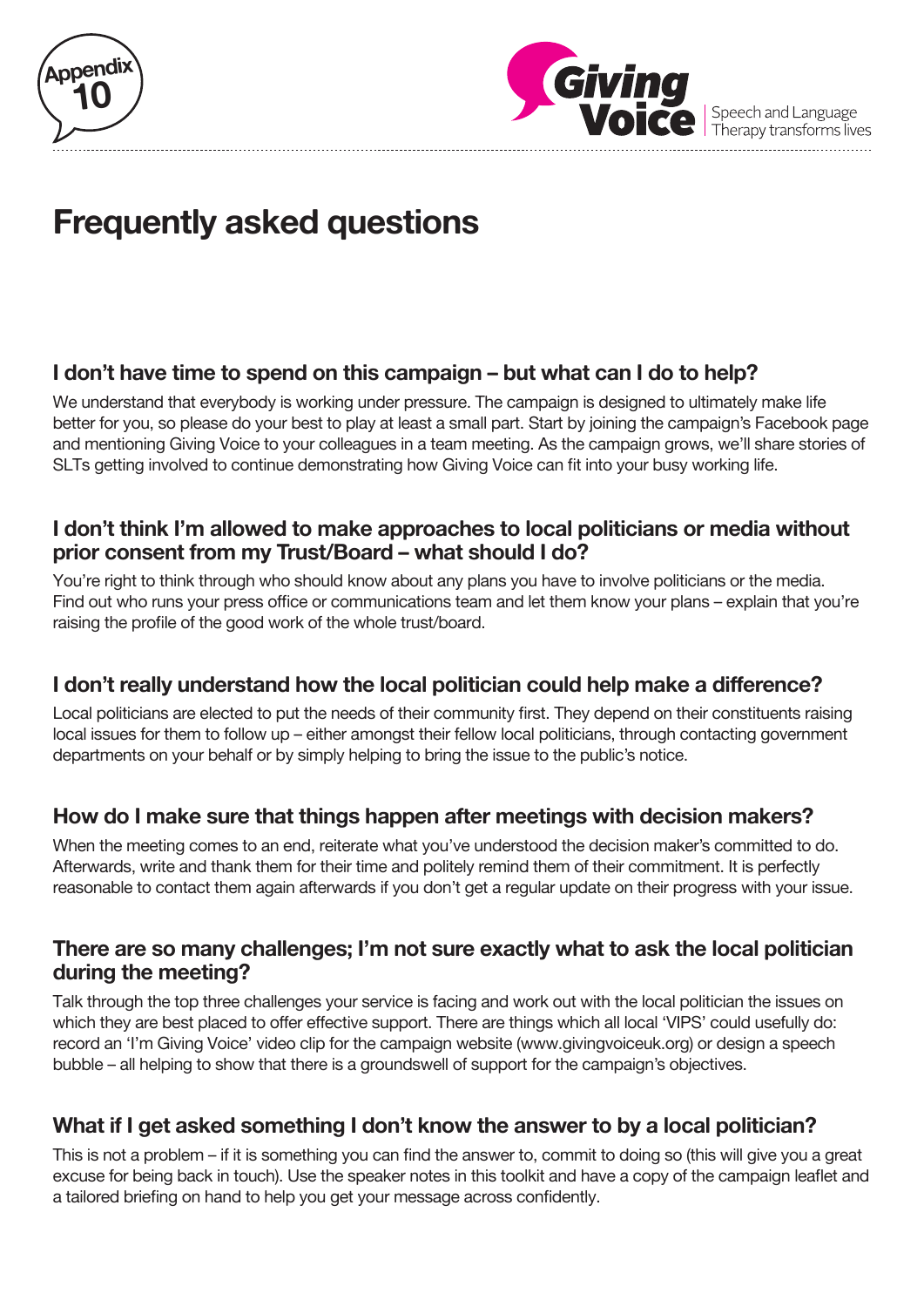# Frequently asked questions

## I don't have time to spend on this campaign – but what can I do to help?

We understand that everybody is working under pressure. The campaign is designed to ultimately make life better for you, so please do your best to play at least a small part. Start by joining the campaign's Facebook page and mentioning Giving Voice to your colleagues in a team meeting. As the campaign grows, we'll share stories of SLTs getting involved to continue demonstrating how Giving Voice can fit into your busy working life.

## I don't think I'm allowed to make approaches to local politicians or media without prior consent from my Trust/Board – what should I do?

You're right to think through who should know about any plans you have to involve politicians or the media. Find out who runs your press office or communications team and let them know your plans – explain that you're raising the profile of the good work of the whole trust/board.

## I don't really understand how the local politician could help make a difference?

Local politicians are elected to put the needs of their community first. They depend on their constituents raising local issues for them to follow up – either amongst their fellow local politicians, through contacting government departments on your behalf or by simply helping to bring the issue to the public's notice.

## How do I make sure that things happen after meetings with decision makers?

When the meeting comes to an end, reiterate what you've understood the decision maker's committed to do. Afterwards, write and thank them for their time and politely remind them of their commitment. It is perfectly reasonable to contact them again afterwards if you don't get a regular update on their progress with your issue.

## There are so many challenges; I'm not sure exactly what to ask the local politician during the meeting?

Talk through the top three challenges your service is facing and work out with the local politician the issues on which they are best placed to offer effective support. There are things which all local 'VIPS' could usefully do: record an 'I'm Giving Voice' video clip for the campaign website (www.givingvoiceuk.org) or design a speech bubble – all helping to show that there is a groundswell of support for the campaign's objectives.

## What if I get asked something I don't know the answer to by a local politician?

This is not a problem – if it is something you can find the answer to, commit to doing so (this will give you a great excuse for being back in touch). Use the speaker notes in this toolkit and have a copy of the campaign leaflet and a tailored briefing on hand to help you get your message across confidently.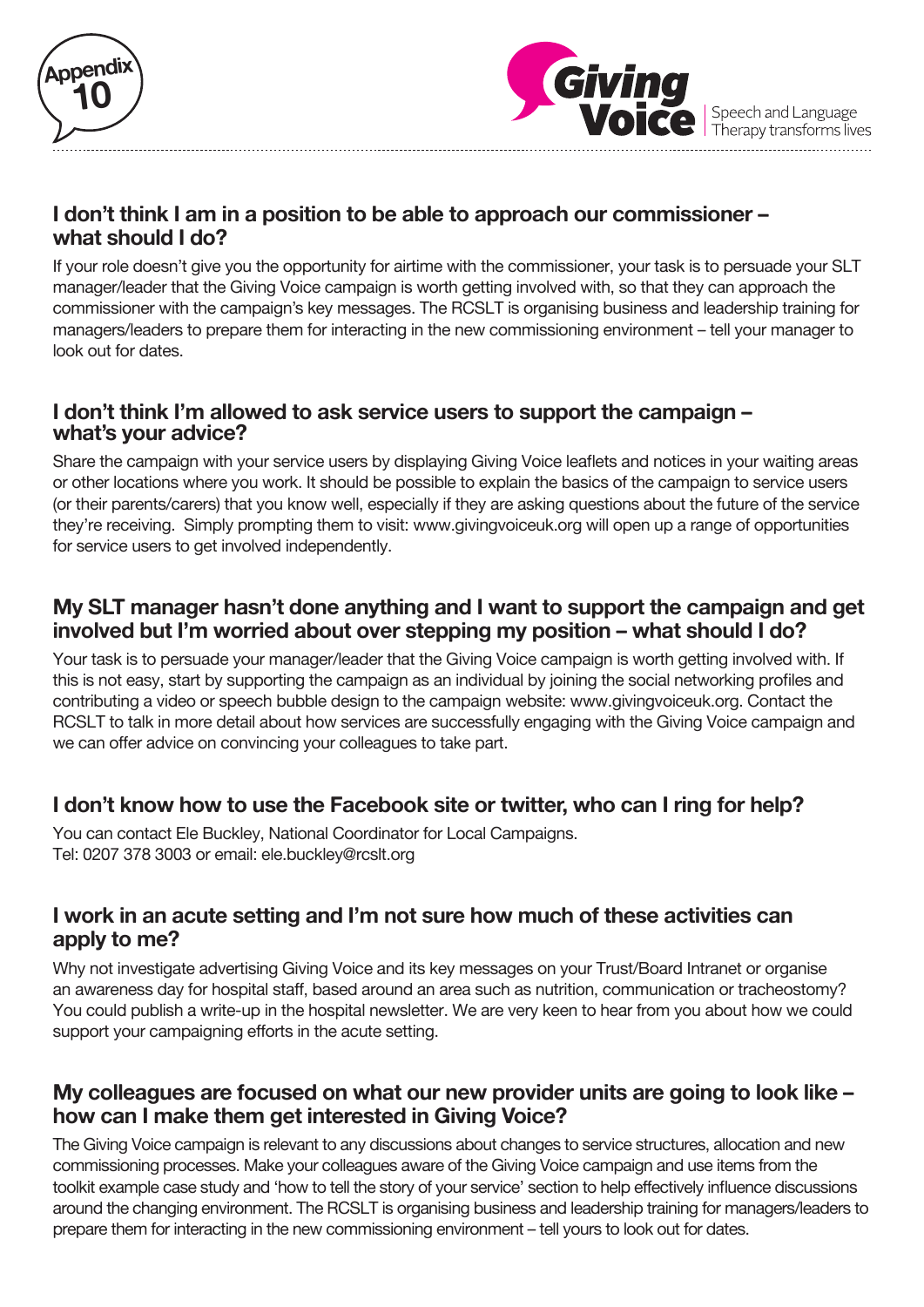## I don't think I am in a position to be able to approach our commissioner – what should I do?

If your role doesn't give you the opportunity for airtime with the commissioner, your task is to persuade your SLT manager/leader that the Giving Voice campaign is worth getting involved with, so that they can approach the commissioner with the campaign's key messages. The RCSLT is organising business and leadership training for managers/leaders to prepare them for interacting in the new commissioning environment – tell your manager to look out for dates.

## I don't think I'm allowed to ask service users to support the campaign – what's your advice?

Share the campaign with your service users by displaying Giving Voice leaflets and notices in your waiting areas or other locations where you work. It should be possible to explain the basics of the campaign to service users (or their parents/carers) that you know well, especially if they are asking questions about the future of the service they're receiving. Simply prompting them to visit: www.givingvoiceuk.org will open up a range of opportunities for service users to get involved independently.

## My SLT manager hasn't done anything and I want to support the campaign and get involved but I'm worried about over stepping my position – what should I do?

Your task is to persuade your manager/leader that the Giving Voice campaign is worth getting involved with. If this is not easy, start by supporting the campaign as an individual by joining the social networking profiles and contributing a video or speech bubble design to the campaign website: www.givingvoiceuk.org. Contact the RCSLT to talk in more detail about how services are successfully engaging with the Giving Voice campaign and we can offer advice on convincing your colleagues to take part.

## I don't know how to use the Facebook site or twitter, who can I ring for help?

You can contact Ele Buckley, National Coordinator for Local Campaigns.
Tel: 0207 378 3003 or email: ele.buckley@rcslt.org

## I work in an acute setting and I'm not sure how much of these activities can apply to me?

Why not investigate advertising Giving Voice and its key messages on your Trust/Board Intranet or organise an awareness day for hospital staff, based around an area such as nutrition, communication or tracheostomy? You could publish a write-up in the hospital newsletter. We are very keen to hear from you about how we could support your campaigning efforts in the acute setting.

## My colleagues are focused on what our new provider units are going to look like – how can I make them get interested in Giving Voice?

The Giving Voice campaign is relevant to any discussions about changes to service structures, allocation and new commissioning processes. Make your colleagues aware of the Giving Voice campaign and use items from the toolkit example case study and 'how to tell the story of your service' section to help effectively influence discussions around the changing environment. The RCSLT is organising business and leadership training for managers/leaders to prepare them for interacting in the new commissioning environment – tell yours to look out for dates.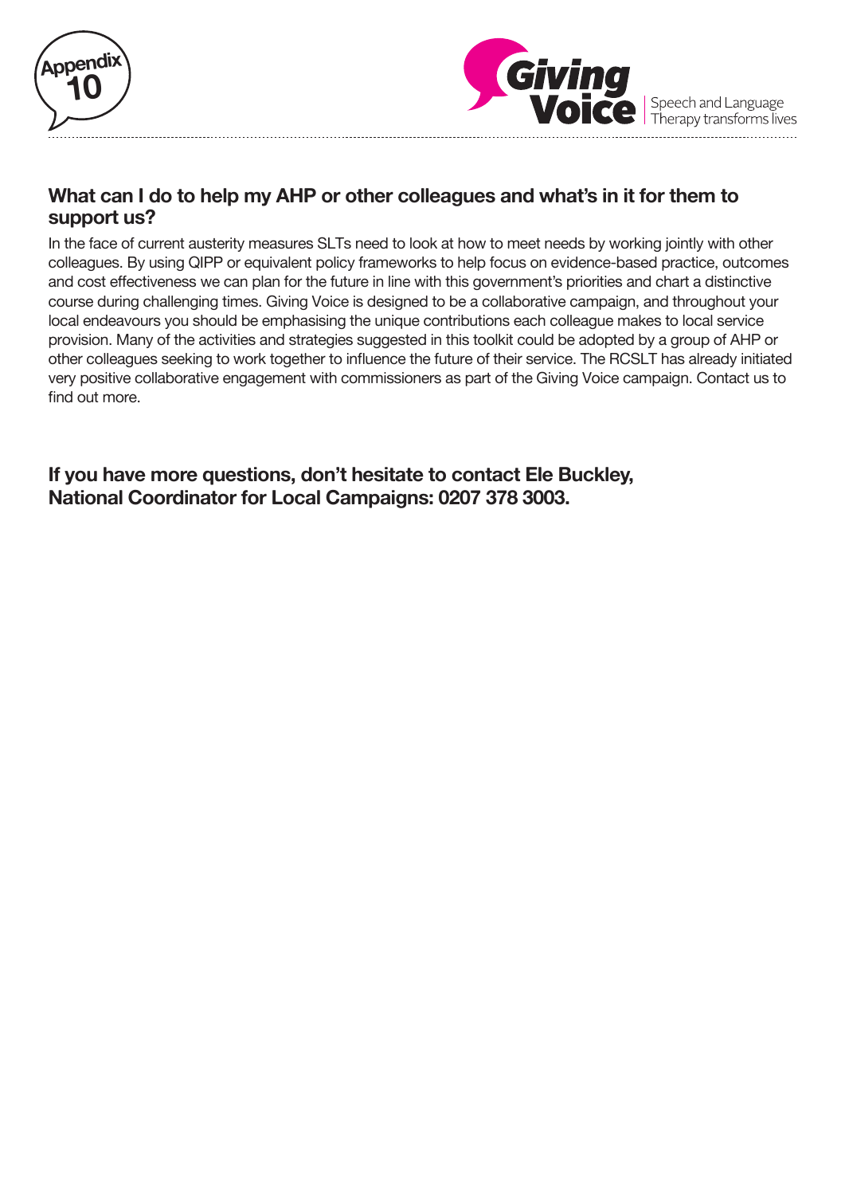## What can I do to help my AHP or other colleagues and what's in it for them to support us?

In the face of current austerity measures SLTs need to look at how to meet needs by working jointly with other colleagues. By using QIPP or equivalent policy frameworks to help focus on evidence-based practice, outcomes and cost effectiveness we can plan for the future in line with this government's priorities and chart a distinctive course during challenging times. Giving Voice is designed to be a collaborative campaign, and throughout your local endeavours you should be emphasising the unique contributions each colleague makes to local service provision. Many of the activities and strategies suggested in this toolkit could be adopted by a group of AHP or other colleagues seeking to work together to influence the future of their service. The RCSLT has already initiated very positive collaborative engagement with commissioners as part of the Giving Voice campaign. Contact us to find out more.

**If you have more questions, don't hesitate to contact Ele Buckley, National Coordinator for Local Campaigns: 0207 378 3003.**